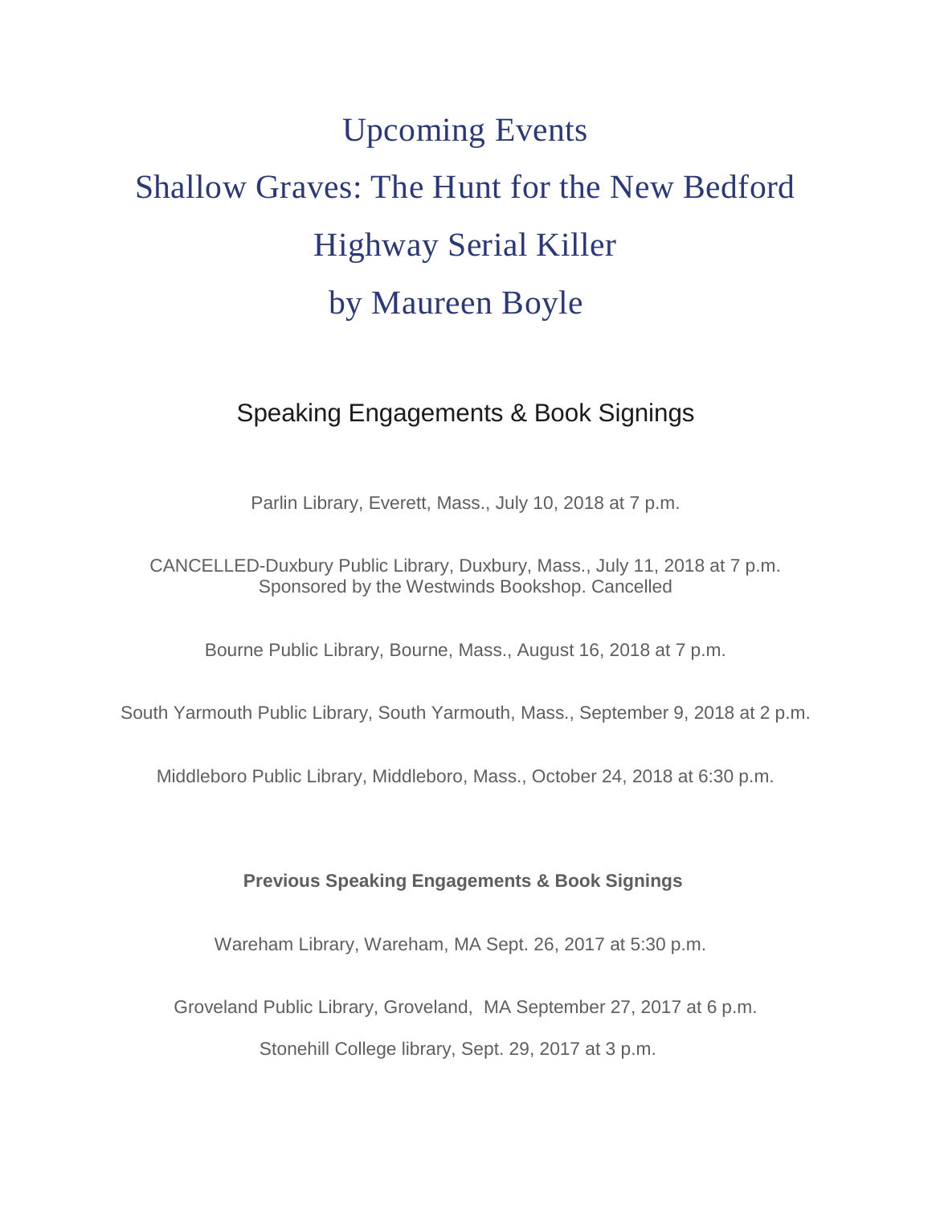# Upcoming Events

# Shallow Graves: The Hunt for the New Bedford Highway Serial Killer

# by Maureen Boyle

## Speaking Engagements & Book Signings

Parlin Library, Everett, Mass., July 10, 2018 at 7 p.m.

CANCELLED-Duxbury Public Library, Duxbury, Mass., July 11, 2018 at 7 p.m.
Sponsored by the Westwinds Bookshop. Cancelled

Bourne Public Library, Bourne, Mass., August 16, 2018 at 7 p.m.

South Yarmouth Public Library, South Yarmouth, Mass., September 9, 2018 at 2 p.m.

Middleboro Public Library, Middleboro, Mass., October 24, 2018 at 6:30 p.m.

**Previous Speaking Engagements & Book Signings**

Wareham Library, Wareham, MA Sept. 26, 2017 at 5:30 p.m.

Groveland Public Library, Groveland, MA September 27, 2017 at 6 p.m.

Stonehill College library, Sept. 29, 2017 at 3 p.m.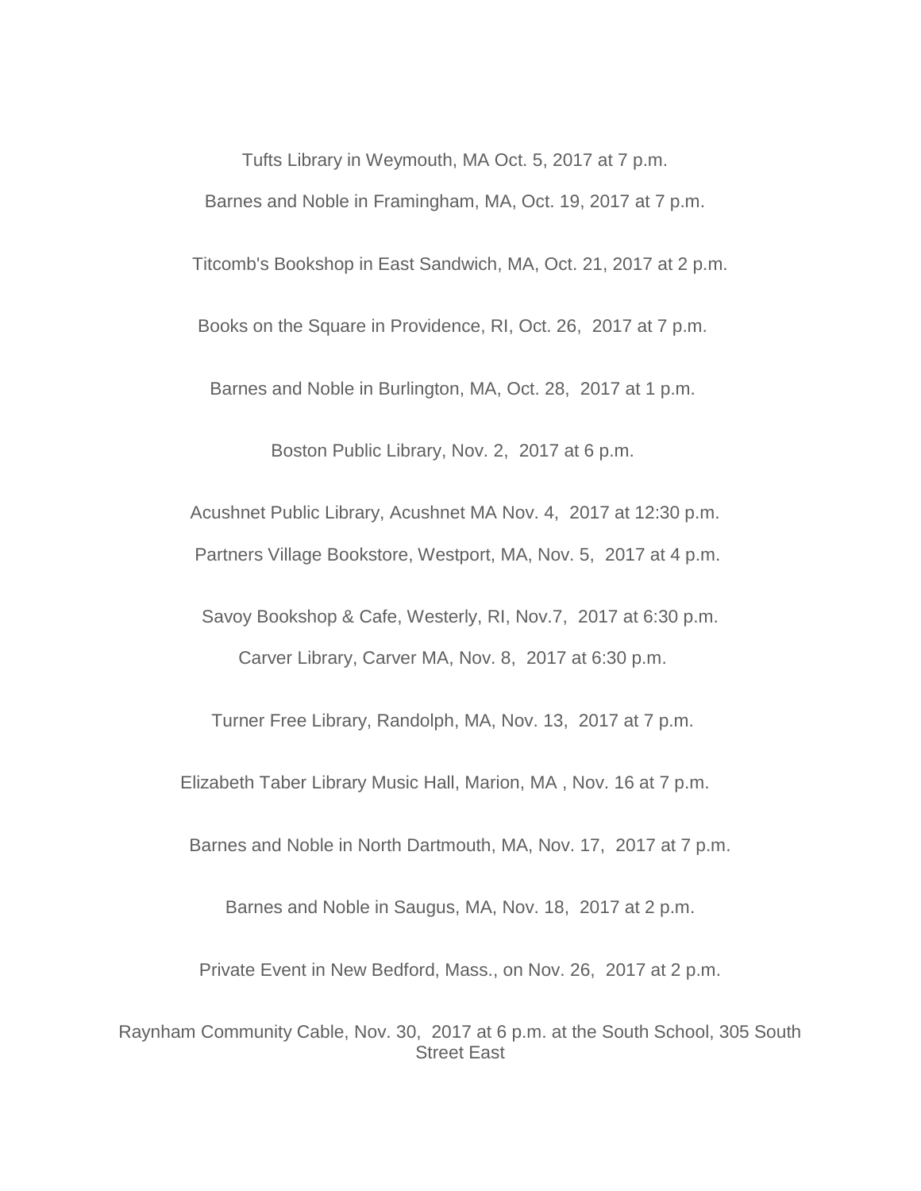Tufts Library in Weymouth, MA Oct. 5, 2017 at 7 p.m.

Barnes and Noble in Framingham, MA, Oct. 19, 2017 at 7 p.m.

Titcomb's Bookshop in East Sandwich, MA, Oct. 21, 2017 at 2 p.m.

Books on the Square in Providence, RI, Oct. 26, 2017 at 7 p.m.

Barnes and Noble in Burlington, MA, Oct. 28, 2017 at 1 p.m.

Boston Public Library, Nov. 2, 2017 at 6 p.m.

Acushnet Public Library, Acushnet MA Nov. 4, 2017 at 12:30 p.m.

Partners Village Bookstore, Westport, MA, Nov. 5, 2017 at 4 p.m.

Savoy Bookshop & Cafe, Westerly, RI, Nov.7, 2017 at 6:30 p.m.

Carver Library, Carver MA, Nov. 8, 2017 at 6:30 p.m.

Turner Free Library, Randolph, MA, Nov. 13, 2017 at 7 p.m.

Elizabeth Taber Library Music Hall, Marion, MA , Nov. 16 at 7 p.m.

Barnes and Noble in North Dartmouth, MA, Nov. 17, 2017 at 7 p.m.

Barnes and Noble in Saugus, MA, Nov. 18, 2017 at 2 p.m.

Private Event in New Bedford, Mass., on Nov. 26, 2017 at 2 p.m.

Raynham Community Cable, Nov. 30, 2017 at 6 p.m. at the South School, 305 South Street East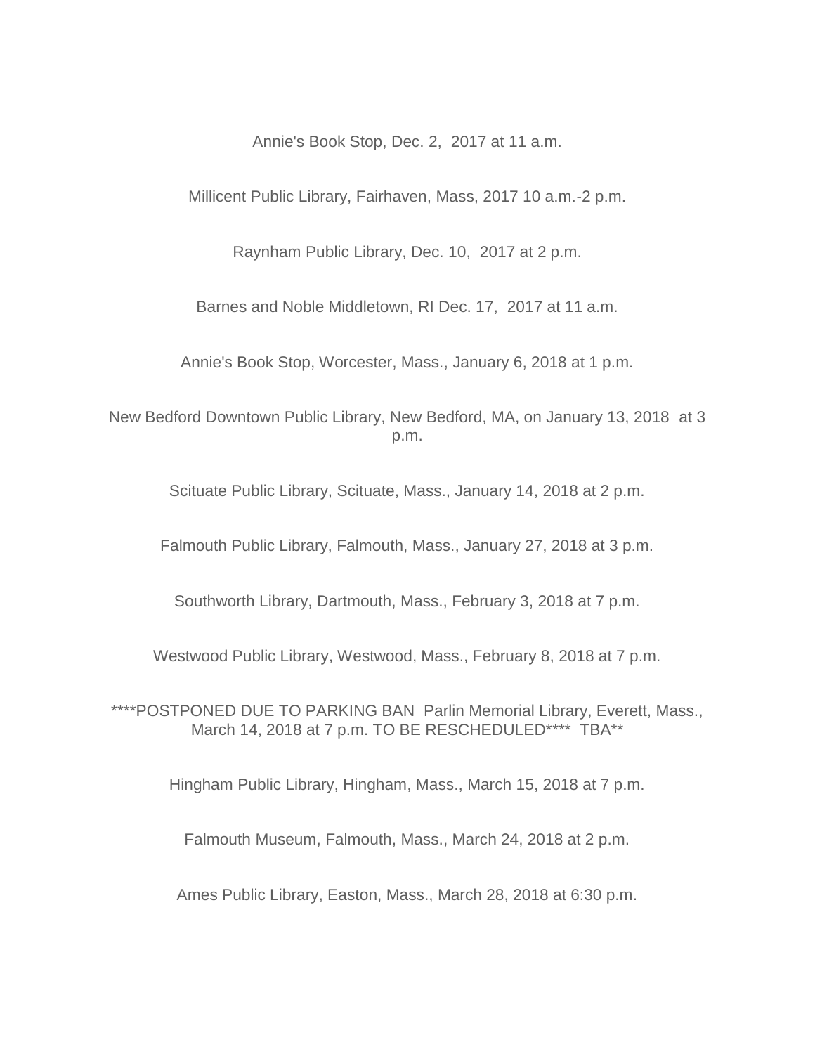Annie's Book Stop, Dec. 2,  2017 at 11 a.m.

Millicent Public Library, Fairhaven, Mass, 2017 10 a.m.-2 p.m.

Raynham Public Library, Dec. 10,  2017 at 2 p.m.

Barnes and Noble Middletown, RI Dec. 17,  2017 at 11 a.m.

Annie's Book Stop, Worcester, Mass., January 6, 2018 at 1 p.m.

New Bedford Downtown Public Library, New Bedford, MA, on January 13, 2018  at 3 p.m.

Scituate Public Library, Scituate, Mass., January 14, 2018 at 2 p.m.

Falmouth Public Library, Falmouth, Mass., January 27, 2018 at 3 p.m.

Southworth Library, Dartmouth, Mass., February 3, 2018 at 7 p.m.

Westwood Public Library, Westwood, Mass., February 8, 2018 at 7 p.m.

****POSTPONED DUE TO PARKING BAN  Parlin Memorial Library, Everett, Mass., March 14, 2018 at 7 p.m. TO BE RESCHEDULED****  TBA**

Hingham Public Library, Hingham, Mass., March 15, 2018 at 7 p.m.

Falmouth Museum, Falmouth, Mass., March 24, 2018 at 2 p.m.

Ames Public Library, Easton, Mass., March 28, 2018 at 6:30 p.m.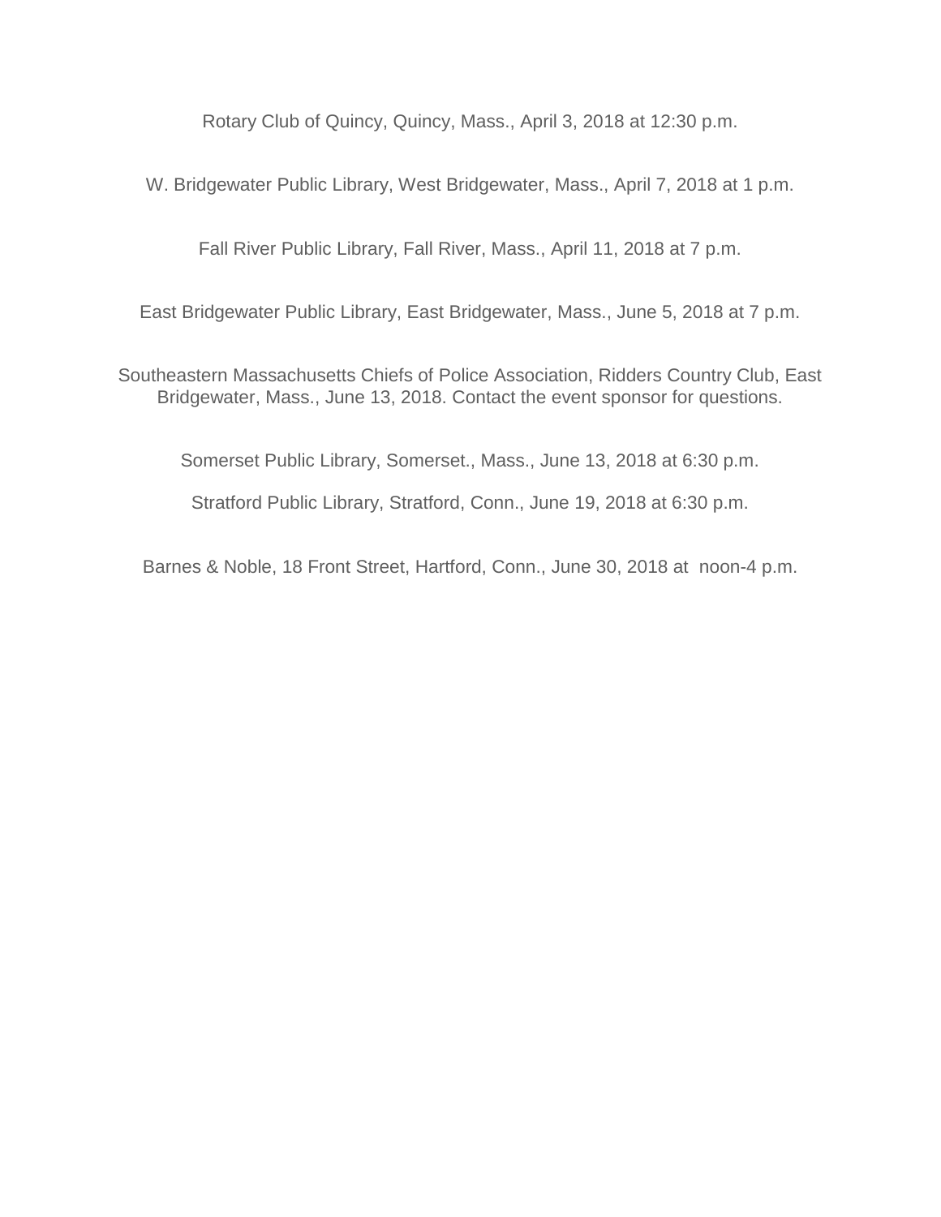Rotary Club of Quincy, Quincy, Mass., April 3, 2018 at 12:30 p.m.

W. Bridgewater Public Library, West Bridgewater, Mass., April 7, 2018 at 1 p.m.

Fall River Public Library, Fall River, Mass., April 11, 2018 at 7 p.m.

East Bridgewater Public Library, East Bridgewater, Mass., June 5, 2018 at 7 p.m.

Southeastern Massachusetts Chiefs of Police Association, Ridders Country Club, East Bridgewater, Mass., June 13, 2018. Contact the event sponsor for questions.

Somerset Public Library, Somerset., Mass., June 13, 2018 at 6:30 p.m.

Stratford Public Library, Stratford, Conn., June 19, 2018 at 6:30 p.m.

Barnes & Noble, 18 Front Street, Hartford, Conn., June 30, 2018 at noon-4 p.m.